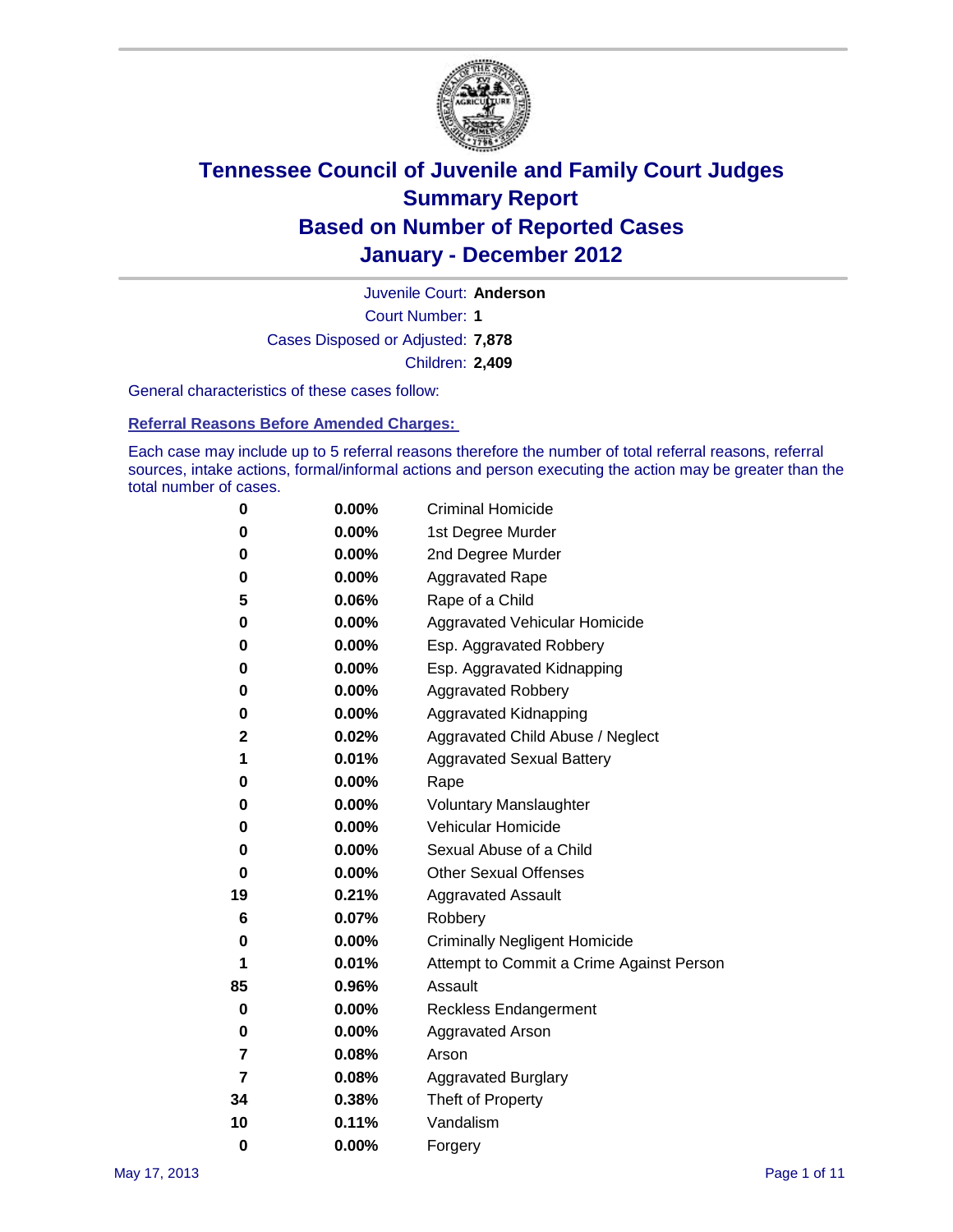# Tennessee Council of Juvenile and Family Court Judges
# Summary Report
# Based on Number of Reported Cases
# January - December 2012

Juvenile Court: **Anderson**

Court Number: **1**

Cases Disposed or Adjusted: **7,878**

Children: **2,409**

General characteristics of these cases follow:

## Referral Reasons Before Amended Charges:

Each case may include up to 5 referral reasons therefore the number of total referral reasons, referral sources, intake actions, formal/informal actions and person executing the action may be greater than the total number of cases.

| Count | Percent | Referral Reason |
|---|---|---|
| 0 | 0.00% | Criminal Homicide |
| 0 | 0.00% | 1st Degree Murder |
| 0 | 0.00% | 2nd Degree Murder |
| 0 | 0.00% | Aggravated Rape |
| 5 | 0.06% | Rape of a Child |
| 0 | 0.00% | Aggravated Vehicular Homicide |
| 0 | 0.00% | Esp. Aggravated Robbery |
| 0 | 0.00% | Esp. Aggravated Kidnapping |
| 0 | 0.00% | Aggravated Robbery |
| 0 | 0.00% | Aggravated Kidnapping |
| 2 | 0.02% | Aggravated Child Abuse / Neglect |
| 1 | 0.01% | Aggravated Sexual Battery |
| 0 | 0.00% | Rape |
| 0 | 0.00% | Voluntary Manslaughter |
| 0 | 0.00% | Vehicular Homicide |
| 0 | 0.00% | Sexual Abuse of a Child |
| 0 | 0.00% | Other Sexual Offenses |
| 19 | 0.21% | Aggravated Assault |
| 6 | 0.07% | Robbery |
| 0 | 0.00% | Criminally Negligent Homicide |
| 1 | 0.01% | Attempt to Commit a Crime Against Person |
| 85 | 0.96% | Assault |
| 0 | 0.00% | Reckless Endangerment |
| 0 | 0.00% | Aggravated Arson |
| 7 | 0.08% | Arson |
| 7 | 0.08% | Aggravated Burglary |
| 34 | 0.38% | Theft of Property |
| 10 | 0.11% | Vandalism |
| 0 | 0.00% | Forgery |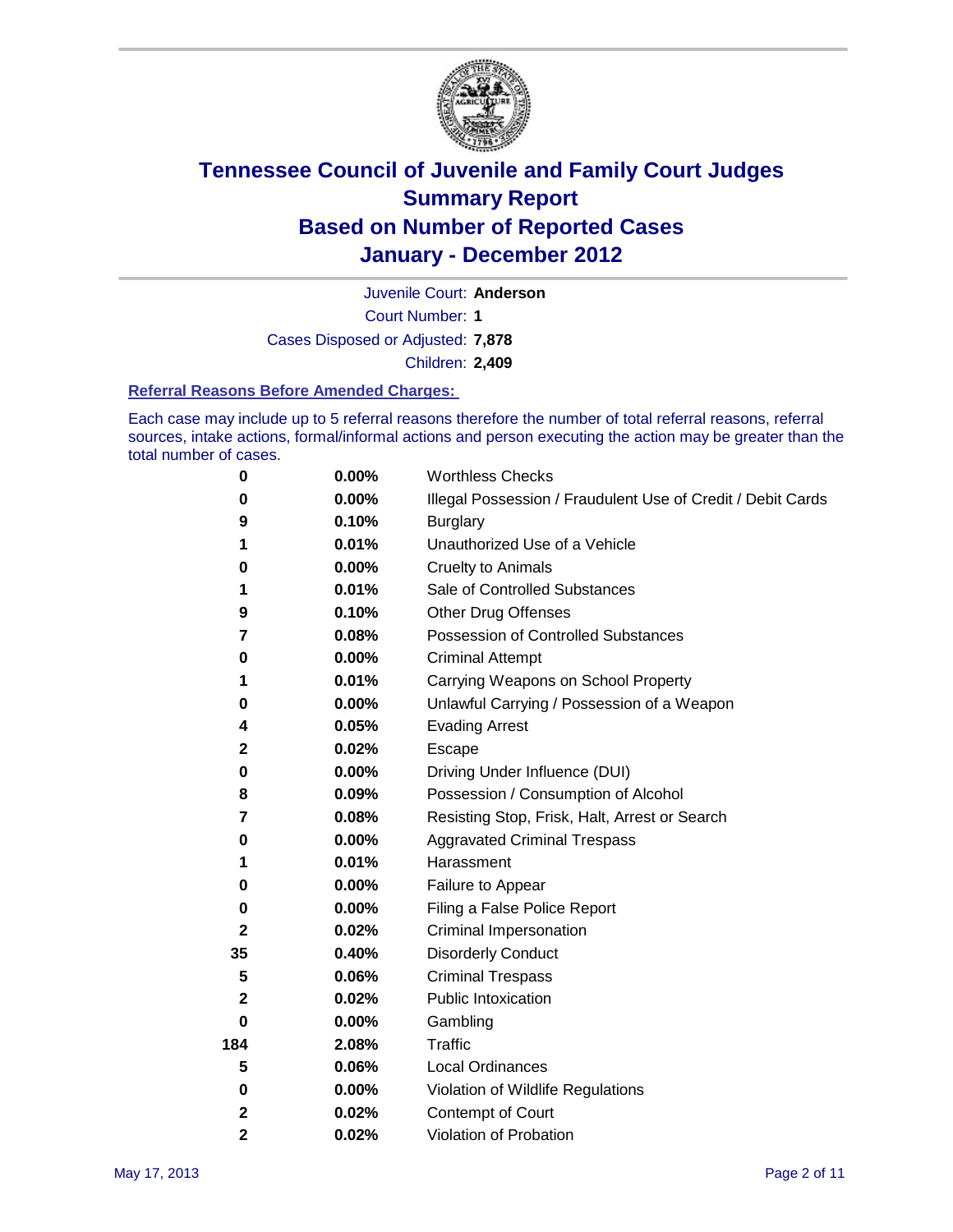# Tennessee Council of Juvenile and Family Court Judges
## Summary Report
## Based on Number of Reported Cases
## January - December 2012

Juvenile Court: **Anderson**

Court Number: **1**

Cases Disposed or Adjusted: **7,878**

Children: **2,409**

### Referral Reasons Before Amended Charges:

Each case may include up to 5 referral reasons therefore the number of total referral reasons, referral sources, intake actions, formal/informal actions and person executing the action may be greater than the total number of cases.

| Count | Percent | Referral Reason |
|---|---|---|
| 0 | 0.00% | Worthless Checks |
| 0 | 0.00% | Illegal Possession / Fraudulent Use of Credit / Debit Cards |
| 9 | 0.10% | Burglary |
| 1 | 0.01% | Unauthorized Use of a Vehicle |
| 0 | 0.00% | Cruelty to Animals |
| 1 | 0.01% | Sale of Controlled Substances |
| 9 | 0.10% | Other Drug Offenses |
| 7 | 0.08% | Possession of Controlled Substances |
| 0 | 0.00% | Criminal Attempt |
| 1 | 0.01% | Carrying Weapons on School Property |
| 0 | 0.00% | Unlawful Carrying / Possession of a Weapon |
| 4 | 0.05% | Evading Arrest |
| 2 | 0.02% | Escape |
| 0 | 0.00% | Driving Under Influence (DUI) |
| 8 | 0.09% | Possession / Consumption of Alcohol |
| 7 | 0.08% | Resisting Stop, Frisk, Halt, Arrest or Search |
| 0 | 0.00% | Aggravated Criminal Trespass |
| 1 | 0.01% | Harassment |
| 0 | 0.00% | Failure to Appear |
| 0 | 0.00% | Filing a False Police Report |
| 2 | 0.02% | Criminal Impersonation |
| 35 | 0.40% | Disorderly Conduct |
| 5 | 0.06% | Criminal Trespass |
| 2 | 0.02% | Public Intoxication |
| 0 | 0.00% | Gambling |
| 184 | 2.08% | Traffic |
| 5 | 0.06% | Local Ordinances |
| 0 | 0.00% | Violation of Wildlife Regulations |
| 2 | 0.02% | Contempt of Court |
| 2 | 0.02% | Violation of Probation |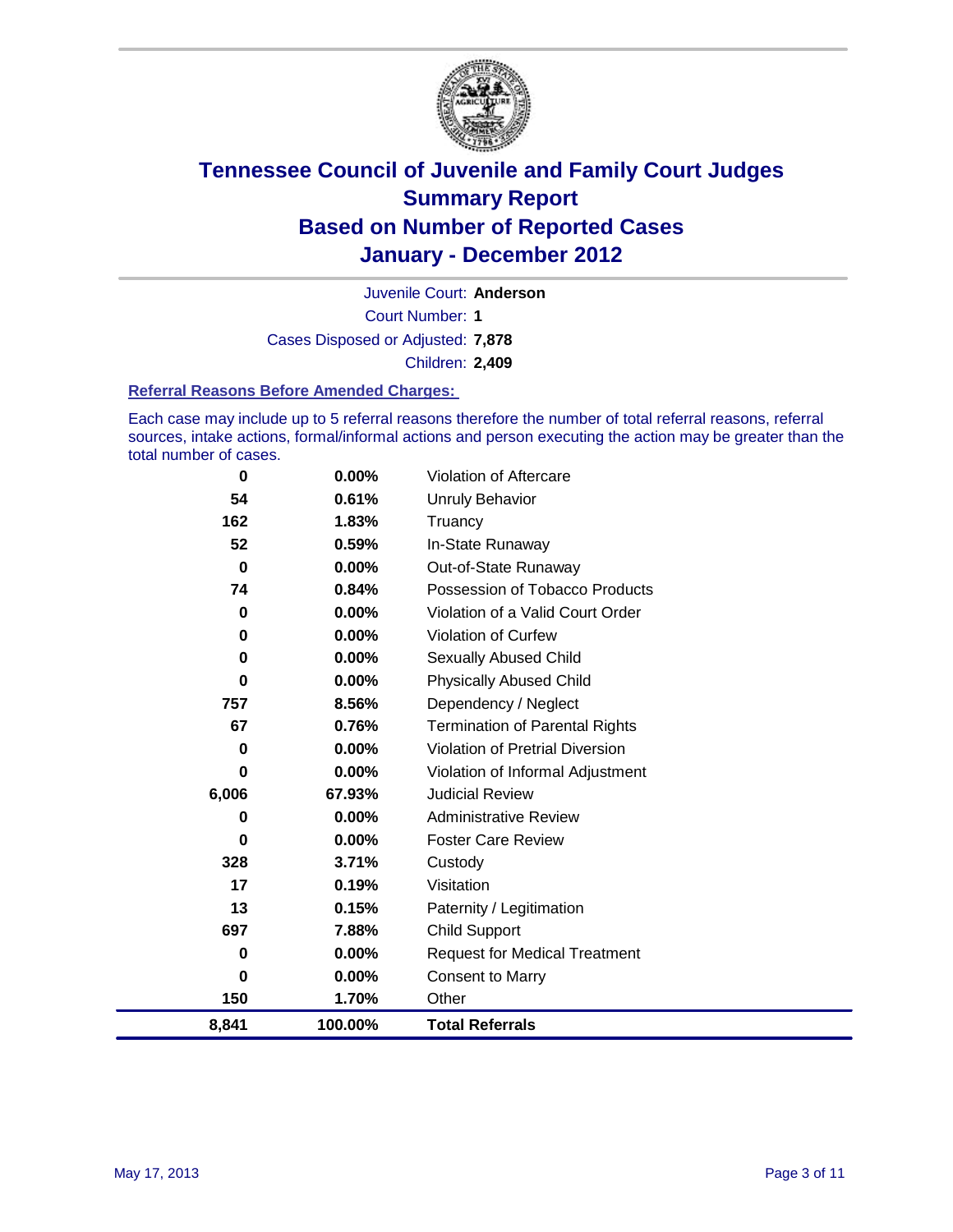# Tennessee Council of Juvenile and Family Court Judges
## Summary Report
## Based on Number of Reported Cases
## January - December 2012

Juvenile Court: **Anderson**
Court Number: **1**
Cases Disposed or Adjusted: **7,878**
Children: **2,409**

### Referral Reasons Before Amended Charges:

Each case may include up to 5 referral reasons therefore the number of total referral reasons, referral sources, intake actions, formal/informal actions and person executing the action may be greater than the total number of cases.

| Count | Percent | Referral Reason |
|---|---|---|
| 0 | 0.00% | Violation of Aftercare |
| 54 | 0.61% | Unruly Behavior |
| 162 | 1.83% | Truancy |
| 52 | 0.59% | In-State Runaway |
| 0 | 0.00% | Out-of-State Runaway |
| 74 | 0.84% | Possession of Tobacco Products |
| 0 | 0.00% | Violation of a Valid Court Order |
| 0 | 0.00% | Violation of Curfew |
| 0 | 0.00% | Sexually Abused Child |
| 0 | 0.00% | Physically Abused Child |
| 757 | 8.56% | Dependency / Neglect |
| 67 | 0.76% | Termination of Parental Rights |
| 0 | 0.00% | Violation of Pretrial Diversion |
| 0 | 0.00% | Violation of Informal Adjustment |
| 6,006 | 67.93% | Judicial Review |
| 0 | 0.00% | Administrative Review |
| 0 | 0.00% | Foster Care Review |
| 328 | 3.71% | Custody |
| 17 | 0.19% | Visitation |
| 13 | 0.15% | Paternity / Legitimation |
| 697 | 7.88% | Child Support |
| 0 | 0.00% | Request for Medical Treatment |
| 0 | 0.00% | Consent to Marry |
| 150 | 1.70% | Other |
| **8,841** | **100.00%** | **Total Referrals** |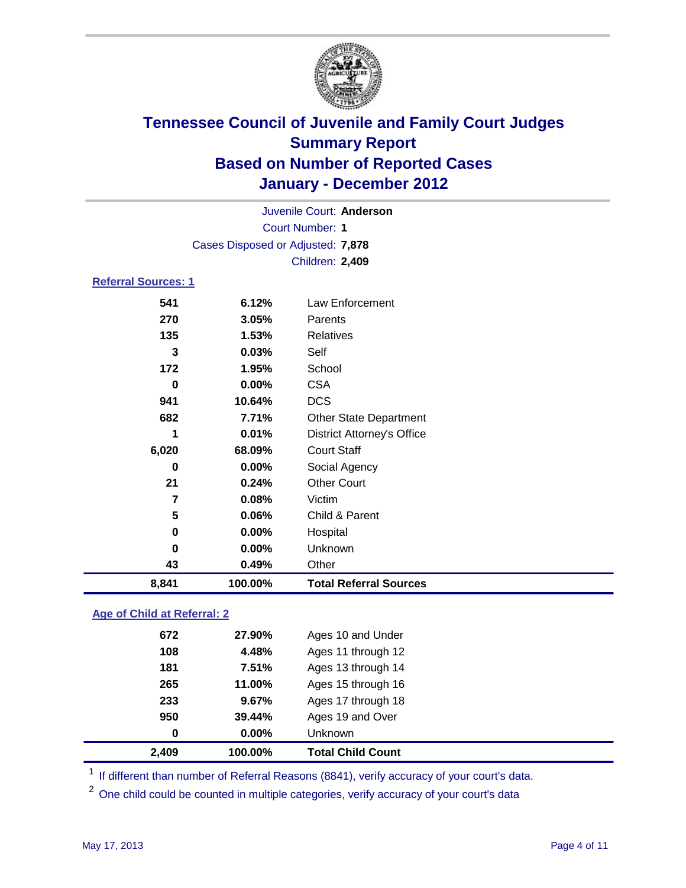# Tennessee Council of Juvenile and Family Court Judges
## Summary Report
## Based on Number of Reported Cases
## January - December 2012

Juvenile Court: **Anderson**

Court Number: **1**

Cases Disposed or Adjusted: **7,878**

Children: **2,409**

### Referral Sources: 1

| | | |
|---|---|---|
| 541 | 6.12% | Law Enforcement |
| 270 | 3.05% | Parents |
| 135 | 1.53% | Relatives |
| 3 | 0.03% | Self |
| 172 | 1.95% | School |
| 0 | 0.00% | CSA |
| 941 | 10.64% | DCS |
| 682 | 7.71% | Other State Department |
| 1 | 0.01% | District Attorney's Office |
| 6,020 | 68.09% | Court Staff |
| 0 | 0.00% | Social Agency |
| 21 | 0.24% | Other Court |
| 7 | 0.08% | Victim |
| 5 | 0.06% | Child & Parent |
| 0 | 0.00% | Hospital |
| 0 | 0.00% | Unknown |
| 43 | 0.49% | Other |
| **8,841** | **100.00%** | **Total Referral Sources** |

### Age of Child at Referral: 2

| | | |
|---|---|---|
| 672 | 27.90% | Ages 10 and Under |
| 108 | 4.48% | Ages 11 through 12 |
| 181 | 7.51% | Ages 13 through 14 |
| 265 | 11.00% | Ages 15 through 16 |
| 233 | 9.67% | Ages 17 through 18 |
| 950 | 39.44% | Ages 19 and Over |
| 0 | 0.00% | Unknown |
| **2,409** | **100.00%** | **Total Child Count** |

[1] If different than number of Referral Reasons (8841), verify accuracy of your court's data.

[2] One child could be counted in multiple categories, verify accuracy of your court's data

May 17, 2013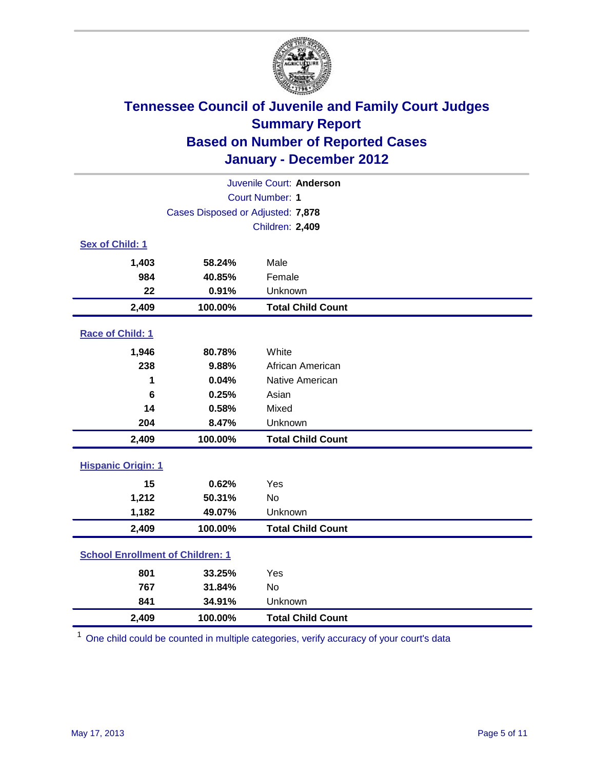# Tennessee Council of Juvenile and Family Court Judges
## Summary Report
## Based on Number of Reported Cases
## January - December 2012

Juvenile Court: **Anderson**

Court Number: **1**

Cases Disposed or Adjusted: **7,878**

Children: **2,409**

### Sex of Child: 1

| | | |
|---|---|---|
| **1,403** | **58.24%** | Male |
| **984** | **40.85%** | Female |
| **22** | **0.91%** | Unknown |
| **2,409** | **100.00%** | **Total Child Count** |

### Race of Child: 1

| | | |
|---|---|---|
| **1,946** | **80.78%** | White |
| **238** | **9.88%** | African American |
| **1** | **0.04%** | Native American |
| **6** | **0.25%** | Asian |
| **14** | **0.58%** | Mixed |
| **204** | **8.47%** | Unknown |
| **2,409** | **100.00%** | **Total Child Count** |

### Hispanic Origin: 1

| | | |
|---|---|---|
| **15** | **0.62%** | Yes |
| **1,212** | **50.31%** | No |
| **1,182** | **49.07%** | Unknown |
| **2,409** | **100.00%** | **Total Child Count** |

### School Enrollment of Children: 1

| | | |
|---|---|---|
| **801** | **33.25%** | Yes |
| **767** | **31.84%** | No |
| **841** | **34.91%** | Unknown |
| **2,409** | **100.00%** | **Total Child Count** |

[1] One child could be counted in multiple categories, verify accuracy of your court's data

May 17, 2013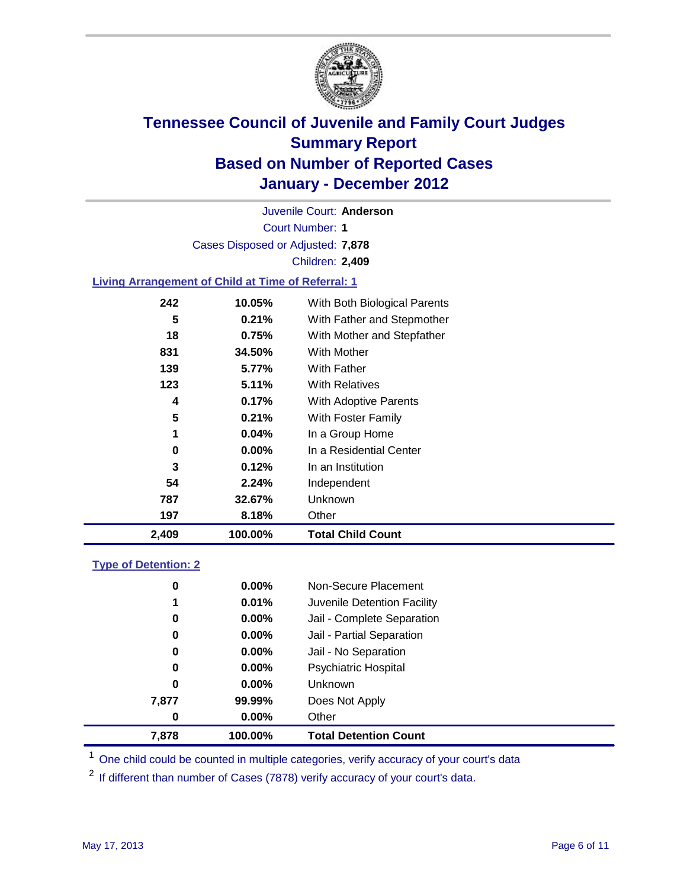# Tennessee Council of Juvenile and Family Court Judges
## Summary Report
## Based on Number of Reported Cases
## January - December 2012

Juvenile Court: **Anderson**
Court Number: **1**
Cases Disposed or Adjusted: **7,878**
Children: **2,409**

### Living Arrangement of Child at Time of Referral: 1

| | | |
|---|---|---|
| 242 | 10.05% | With Both Biological Parents |
| 5 | 0.21% | With Father and Stepmother |
| 18 | 0.75% | With Mother and Stepfather |
| 831 | 34.50% | With Mother |
| 139 | 5.77% | With Father |
| 123 | 5.11% | With Relatives |
| 4 | 0.17% | With Adoptive Parents |
| 5 | 0.21% | With Foster Family |
| 1 | 0.04% | In a Group Home |
| 0 | 0.00% | In a Residential Center |
| 3 | 0.12% | In an Institution |
| 54 | 2.24% | Independent |
| 787 | 32.67% | Unknown |
| 197 | 8.18% | Other |
| **2,409** | **100.00%** | **Total Child Count** |

### Type of Detention: 2

| | | |
|---|---|---|
| 0 | 0.00% | Non-Secure Placement |
| 1 | 0.01% | Juvenile Detention Facility |
| 0 | 0.00% | Jail - Complete Separation |
| 0 | 0.00% | Jail - Partial Separation |
| 0 | 0.00% | Jail - No Separation |
| 0 | 0.00% | Psychiatric Hospital |
| 0 | 0.00% | Unknown |
| 7,877 | 99.99% | Does Not Apply |
| 0 | 0.00% | Other |
| **7,878** | **100.00%** | **Total Detention Count** |

[1] One child could be counted in multiple categories, verify accuracy of your court's data

[2] If different than number of Cases (7878) verify accuracy of your court's data.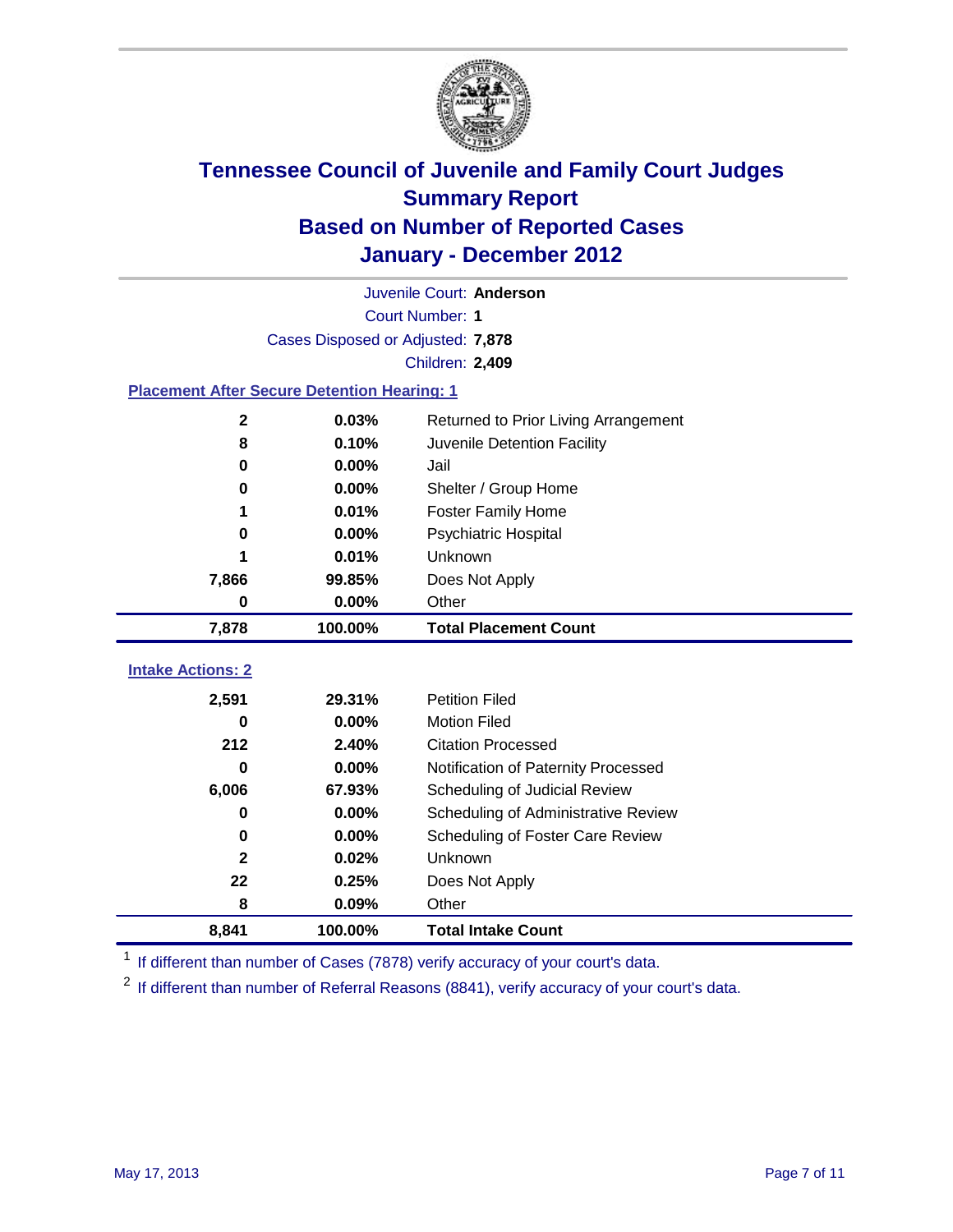# Tennessee Council of Juvenile and Family Court Judges
## Summary Report
## Based on Number of Reported Cases
## January - December 2012

Juvenile Court: **Anderson**
Court Number: **1**
Cases Disposed or Adjusted: **7,878**
Children: **2,409**

### Placement After Secure Detention Hearing: 1

| Count | Percent | Placement |
|---|---|---|
| 2 | 0.03% | Returned to Prior Living Arrangement |
| 8 | 0.10% | Juvenile Detention Facility |
| 0 | 0.00% | Jail |
| 0 | 0.00% | Shelter / Group Home |
| 1 | 0.01% | Foster Family Home |
| 0 | 0.00% | Psychiatric Hospital |
| 1 | 0.01% | Unknown |
| 7,866 | 99.85% | Does Not Apply |
| 0 | 0.00% | Other |
| **7,878** | **100.00%** | **Total Placement Count** |

### Intake Actions: 2

| Count | Percent | Intake Action |
|---|---|---|
| 2,591 | 29.31% | Petition Filed |
| 0 | 0.00% | Motion Filed |
| 212 | 2.40% | Citation Processed |
| 0 | 0.00% | Notification of Paternity Processed |
| 6,006 | 67.93% | Scheduling of Judicial Review |
| 0 | 0.00% | Scheduling of Administrative Review |
| 0 | 0.00% | Scheduling of Foster Care Review |
| 2 | 0.02% | Unknown |
| 22 | 0.25% | Does Not Apply |
| 8 | 0.09% | Other |
| **8,841** | **100.00%** | **Total Intake Count** |

[1] If different than number of Cases (7878) verify accuracy of your court's data.

[2] If different than number of Referral Reasons (8841), verify accuracy of your court's data.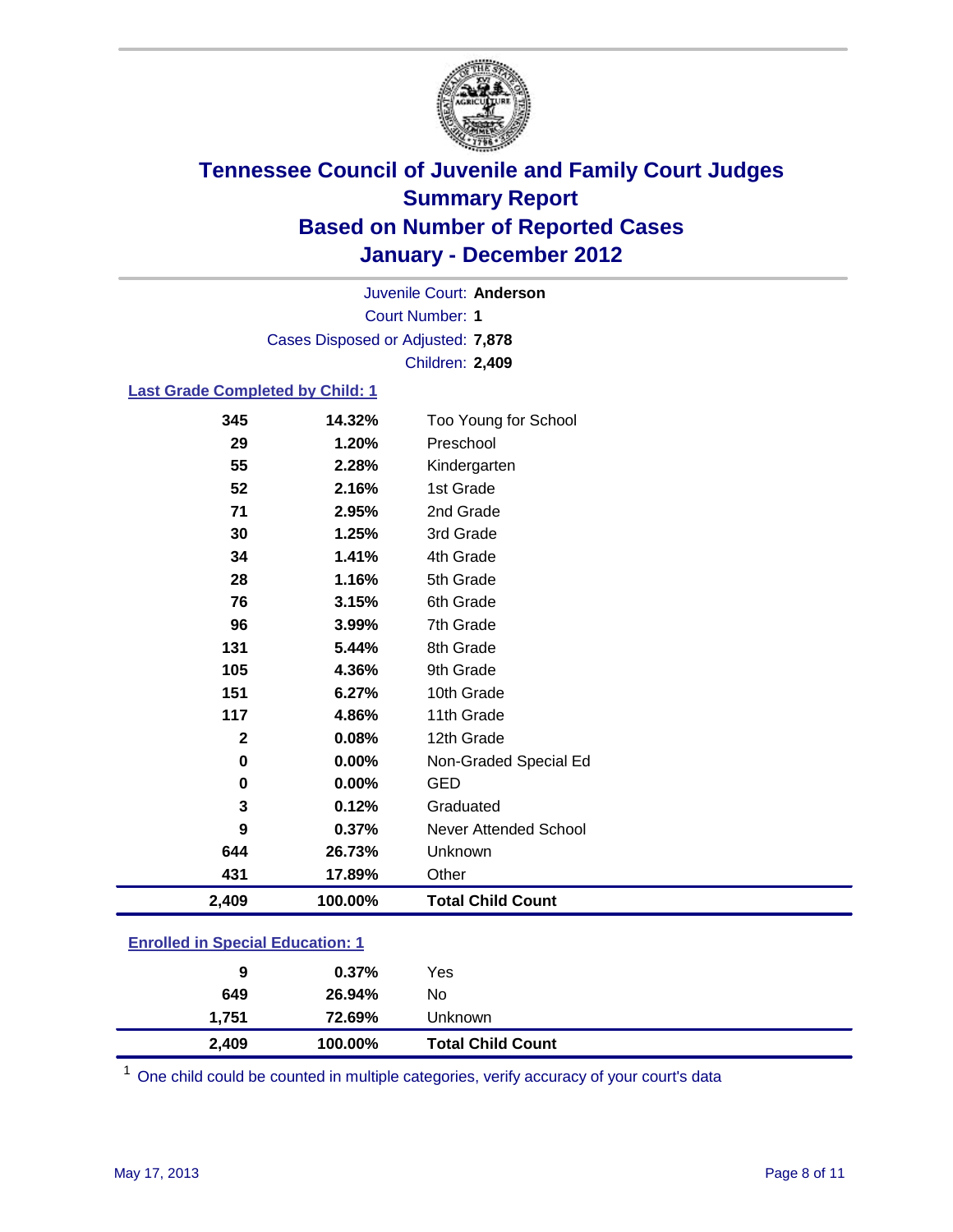# Tennessee Council of Juvenile and Family Court Judges
## Summary Report
## Based on Number of Reported Cases
## January - December 2012

Juvenile Court: **Anderson**
Court Number: **1**
Cases Disposed or Adjusted: **7,878**
Children: **2,409**

### Last Grade Completed by Child: 1

| Count | Percent | Category |
|---|---|---|
| 345 | 14.32% | Too Young for School |
| 29 | 1.20% | Preschool |
| 55 | 2.28% | Kindergarten |
| 52 | 2.16% | 1st Grade |
| 71 | 2.95% | 2nd Grade |
| 30 | 1.25% | 3rd Grade |
| 34 | 1.41% | 4th Grade |
| 28 | 1.16% | 5th Grade |
| 76 | 3.15% | 6th Grade |
| 96 | 3.99% | 7th Grade |
| 131 | 5.44% | 8th Grade |
| 105 | 4.36% | 9th Grade |
| 151 | 6.27% | 10th Grade |
| 117 | 4.86% | 11th Grade |
| 2 | 0.08% | 12th Grade |
| 0 | 0.00% | Non-Graded Special Ed |
| 0 | 0.00% | GED |
| 3 | 0.12% | Graduated |
| 9 | 0.37% | Never Attended School |
| 644 | 26.73% | Unknown |
| 431 | 17.89% | Other |
| **2,409** | **100.00%** | **Total Child Count** |

### Enrolled in Special Education: 1

| Count | Percent | Category |
|---|---|---|
| 9 | 0.37% | Yes |
| 649 | 26.94% | No |
| 1,751 | 72.69% | Unknown |
| **2,409** | **100.00%** | **Total Child Count** |

[1] One child could be counted in multiple categories, verify accuracy of your court's data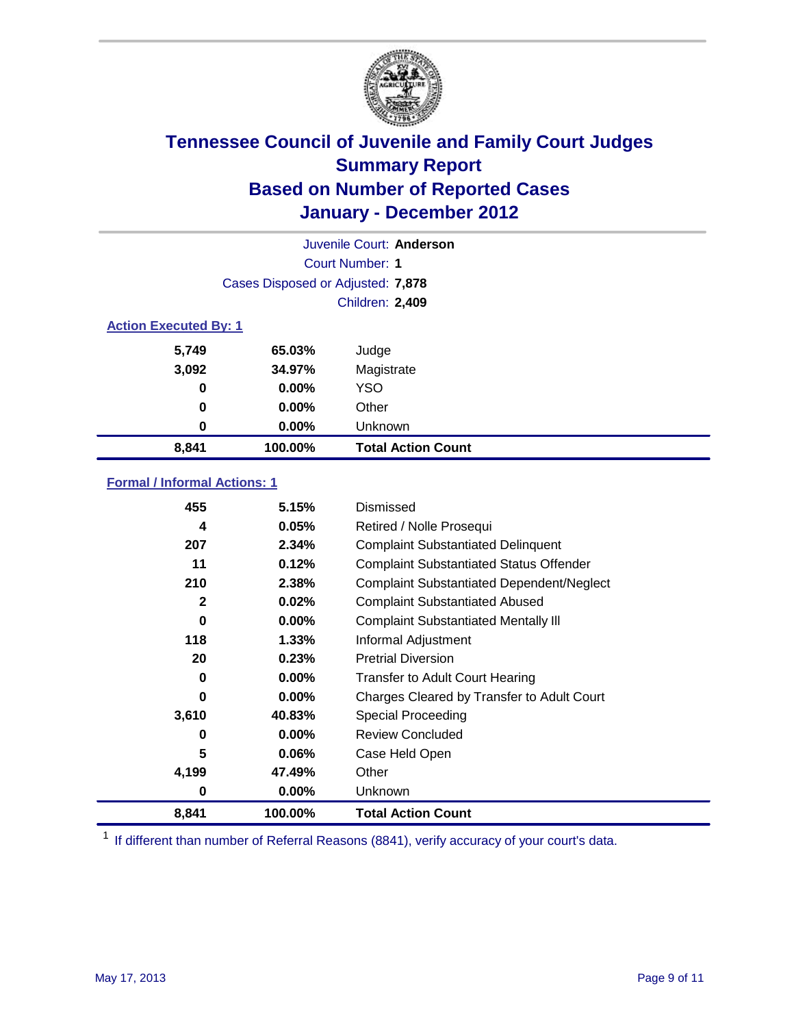# Tennessee Council of Juvenile and Family Court Judges
## Summary Report
## Based on Number of Reported Cases
## January - December 2012

Juvenile Court: **Anderson**
Court Number: **1**
Cases Disposed or Adjusted: **7,878**
Children: **2,409**

### Action Executed By: 1

| | | |
|---|---|---|
| 5,749 | 65.03% | Judge |
| 3,092 | 34.97% | Magistrate |
| 0 | 0.00% | YSO |
| 0 | 0.00% | Other |
| 0 | 0.00% | Unknown |
| **8,841** | **100.00%** | **Total Action Count** |

### Formal / Informal Actions: 1

| | | |
|---|---|---|
| 455 | 5.15% | Dismissed |
| 4 | 0.05% | Retired / Nolle Prosequi |
| 207 | 2.34% | Complaint Substantiated Delinquent |
| 11 | 0.12% | Complaint Substantiated Status Offender |
| 210 | 2.38% | Complaint Substantiated Dependent/Neglect |
| 2 | 0.02% | Complaint Substantiated Abused |
| 0 | 0.00% | Complaint Substantiated Mentally Ill |
| 118 | 1.33% | Informal Adjustment |
| 20 | 0.23% | Pretrial Diversion |
| 0 | 0.00% | Transfer to Adult Court Hearing |
| 0 | 0.00% | Charges Cleared by Transfer to Adult Court |
| 3,610 | 40.83% | Special Proceeding |
| 0 | 0.00% | Review Concluded |
| 5 | 0.06% | Case Held Open |
| 4,199 | 47.49% | Other |
| 0 | 0.00% | Unknown |
| **8,841** | **100.00%** | **Total Action Count** |

[1] If different than number of Referral Reasons (8841), verify accuracy of your court's data.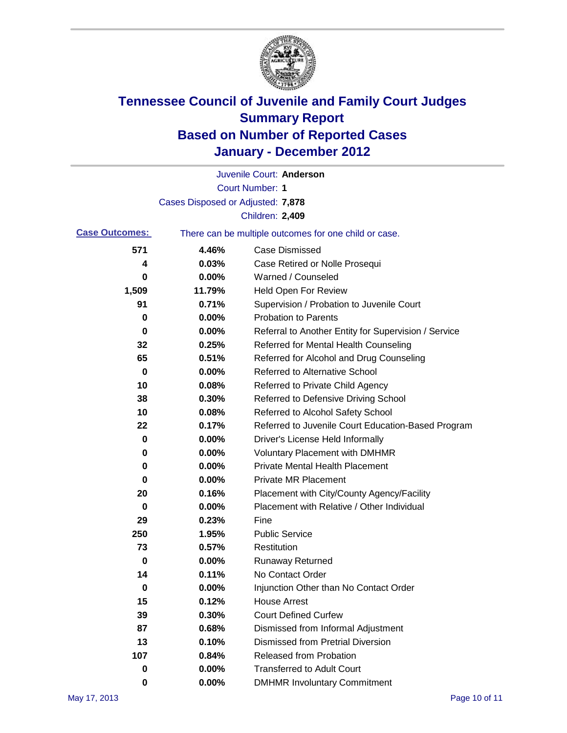# Tennessee Council of Juvenile and Family Court Judges
# Summary Report
# Based on Number of Reported Cases
# January - December 2012

Juvenile Court: **Anderson**

Court Number: **1**

Cases Disposed or Adjusted: **7,878**

Children: **2,409**

**Case Outcomes:** There can be multiple outcomes for one child or case.

| Count | Percent | Outcome |
|---|---|---|
| 571 | 4.46% | Case Dismissed |
| 4 | 0.03% | Case Retired or Nolle Prosequi |
| 0 | 0.00% | Warned / Counseled |
| 1,509 | 11.79% | Held Open For Review |
| 91 | 0.71% | Supervision / Probation to Juvenile Court |
| 0 | 0.00% | Probation to Parents |
| 0 | 0.00% | Referral to Another Entity for Supervision / Service |
| 32 | 0.25% | Referred for Mental Health Counseling |
| 65 | 0.51% | Referred for Alcohol and Drug Counseling |
| 0 | 0.00% | Referred to Alternative School |
| 10 | 0.08% | Referred to Private Child Agency |
| 38 | 0.30% | Referred to Defensive Driving School |
| 10 | 0.08% | Referred to Alcohol Safety School |
| 22 | 0.17% | Referred to Juvenile Court Education-Based Program |
| 0 | 0.00% | Driver's License Held Informally |
| 0 | 0.00% | Voluntary Placement with DMHMR |
| 0 | 0.00% | Private Mental Health Placement |
| 0 | 0.00% | Private MR Placement |
| 20 | 0.16% | Placement with City/County Agency/Facility |
| 0 | 0.00% | Placement with Relative / Other Individual |
| 29 | 0.23% | Fine |
| 250 | 1.95% | Public Service |
| 73 | 0.57% | Restitution |
| 0 | 0.00% | Runaway Returned |
| 14 | 0.11% | No Contact Order |
| 0 | 0.00% | Injunction Other than No Contact Order |
| 15 | 0.12% | House Arrest |
| 39 | 0.30% | Court Defined Curfew |
| 87 | 0.68% | Dismissed from Informal Adjustment |
| 13 | 0.10% | Dismissed from Pretrial Diversion |
| 107 | 0.84% | Released from Probation |
| 0 | 0.00% | Transferred to Adult Court |
| 0 | 0.00% | DMHMR Involuntary Commitment |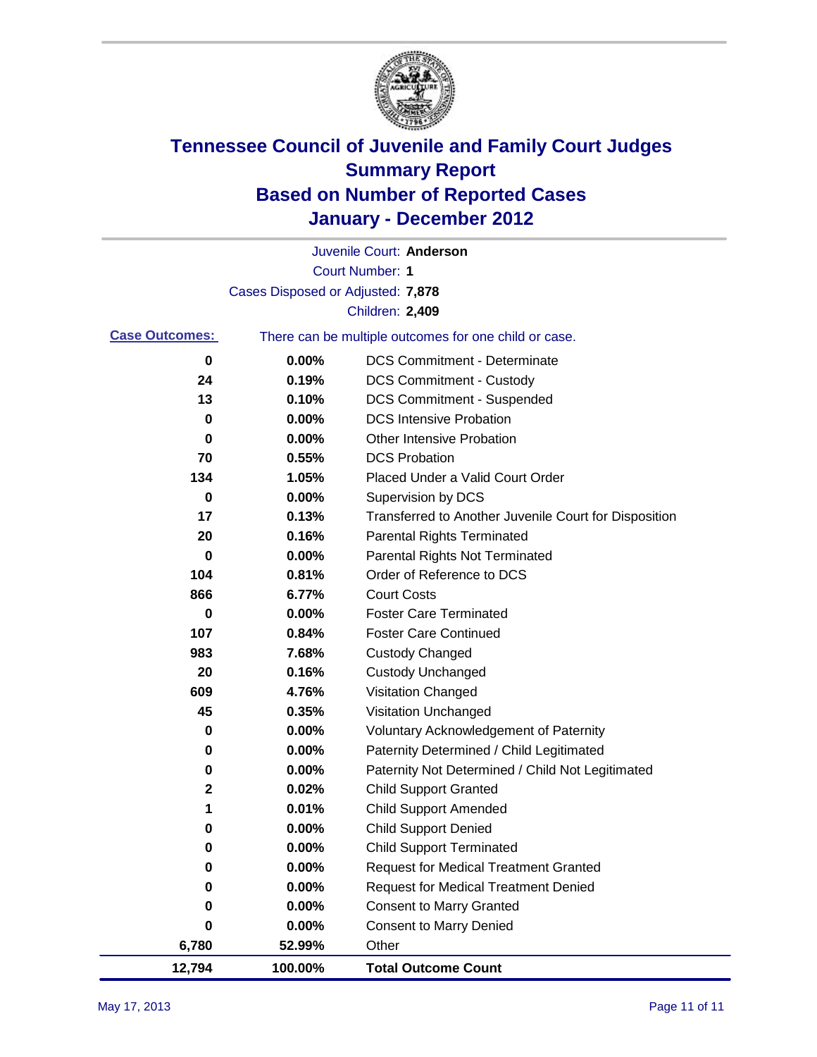# Tennessee Council of Juvenile and Family Court Judges
# Summary Report
# Based on Number of Reported Cases
# January - December 2012

Juvenile Court: **Anderson**
Court Number: **1**
Cases Disposed or Adjusted: **7,878**
Children: **2,409**

**Case Outcomes:** There can be multiple outcomes for one child or case.

| | | |
|---|---|---|
| 0 | 0.00% | DCS Commitment - Determinate |
| 24 | 0.19% | DCS Commitment - Custody |
| 13 | 0.10% | DCS Commitment - Suspended |
| 0 | 0.00% | DCS Intensive Probation |
| 0 | 0.00% | Other Intensive Probation |
| 70 | 0.55% | DCS Probation |
| 134 | 1.05% | Placed Under a Valid Court Order |
| 0 | 0.00% | Supervision by DCS |
| 17 | 0.13% | Transferred to Another Juvenile Court for Disposition |
| 20 | 0.16% | Parental Rights Terminated |
| 0 | 0.00% | Parental Rights Not Terminated |
| 104 | 0.81% | Order of Reference to DCS |
| 866 | 6.77% | Court Costs |
| 0 | 0.00% | Foster Care Terminated |
| 107 | 0.84% | Foster Care Continued |
| 983 | 7.68% | Custody Changed |
| 20 | 0.16% | Custody Unchanged |
| 609 | 4.76% | Visitation Changed |
| 45 | 0.35% | Visitation Unchanged |
| 0 | 0.00% | Voluntary Acknowledgement of Paternity |
| 0 | 0.00% | Paternity Determined / Child Legitimated |
| 0 | 0.00% | Paternity Not Determined / Child Not Legitimated |
| 2 | 0.02% | Child Support Granted |
| 1 | 0.01% | Child Support Amended |
| 0 | 0.00% | Child Support Denied |
| 0 | 0.00% | Child Support Terminated |
| 0 | 0.00% | Request for Medical Treatment Granted |
| 0 | 0.00% | Request for Medical Treatment Denied |
| 0 | 0.00% | Consent to Marry Granted |
| 0 | 0.00% | Consent to Marry Denied |
| 6,780 | 52.99% | Other |
| **12,794** | **100.00%** | **Total Outcome Count** |

May 17, 2013